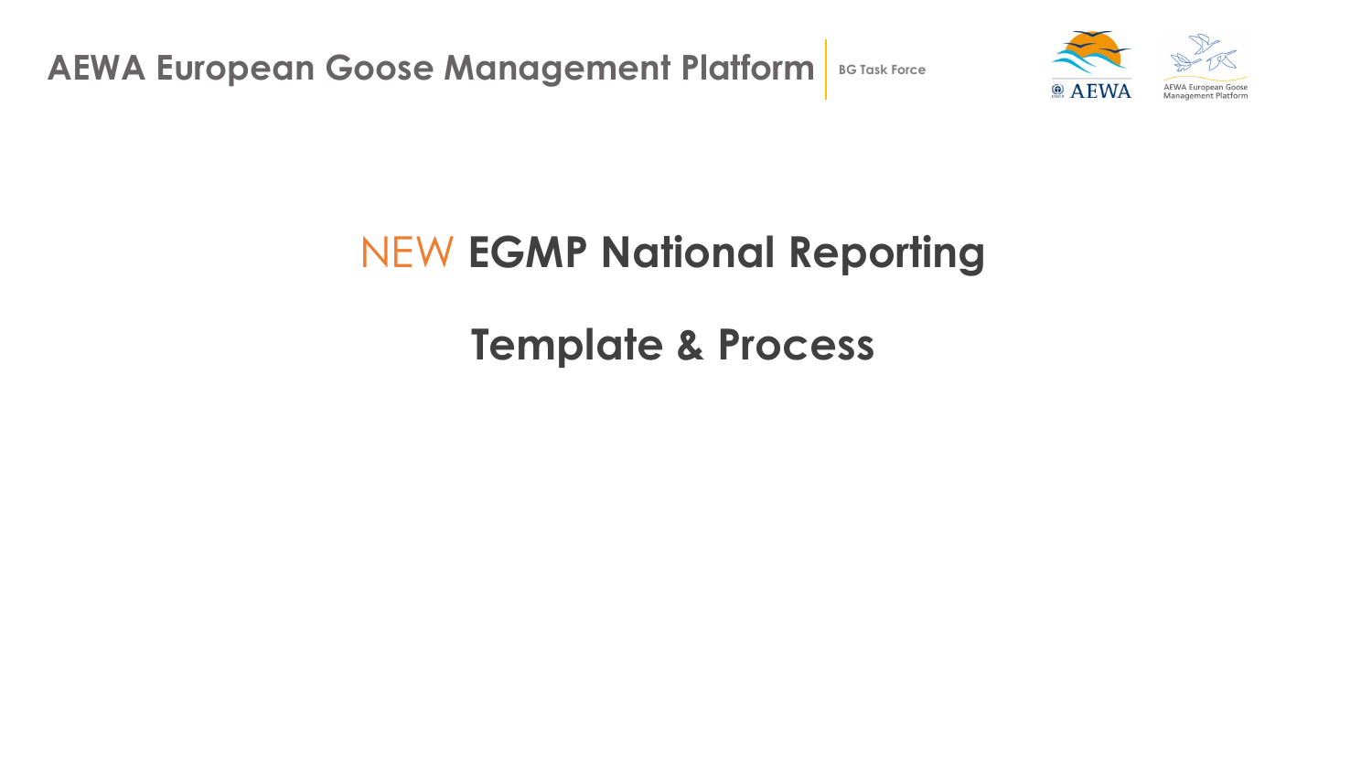AEWA European Goose Management Platform | BG Task Force

# NEW EGMP National Reporting

# Template & Process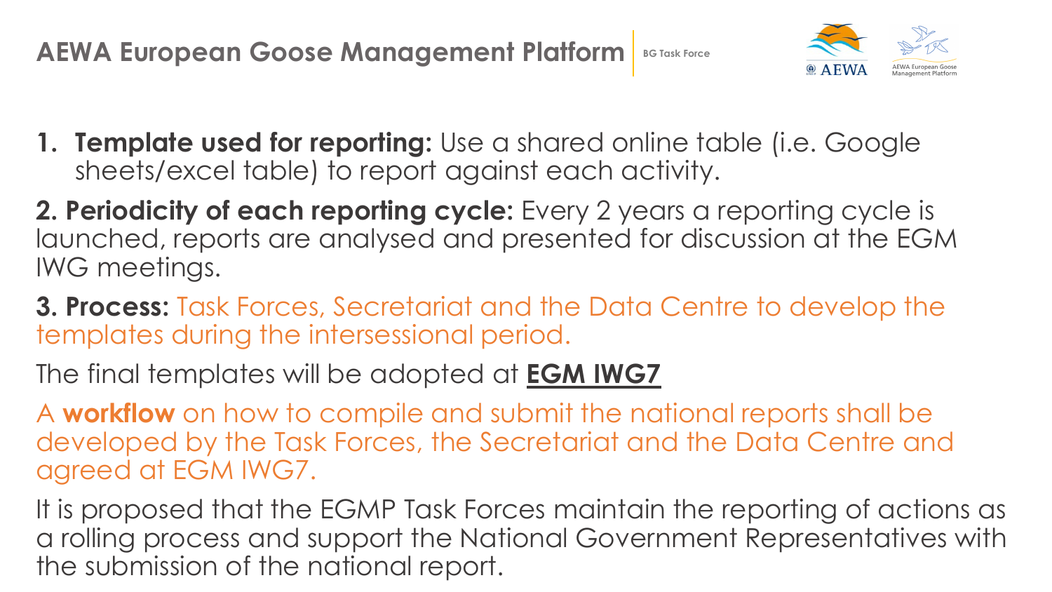# AEWA European Goose Management Platform

BG Task Force

1. **Template used for reporting:** Use a shared online table (i.e. Google sheets/excel table) to report against each activity.

**2. Periodicity of each reporting cycle:** Every 2 years a reporting cycle is launched, reports are analysed and presented for discussion at the EGM IWG meetings.

**3. Process:** Task Forces, Secretariat and the Data Centre to develop the templates during the intersessional period.

The final templates will be adopted at **EGM IWG7**

A **workflow** on how to compile and submit the national reports shall be developed by the Task Forces, the Secretariat and the Data Centre and agreed at EGM IWG7.

It is proposed that the EGMP Task Forces maintain the reporting of actions as a rolling process and support the National Government Representatives with the submission of the national report.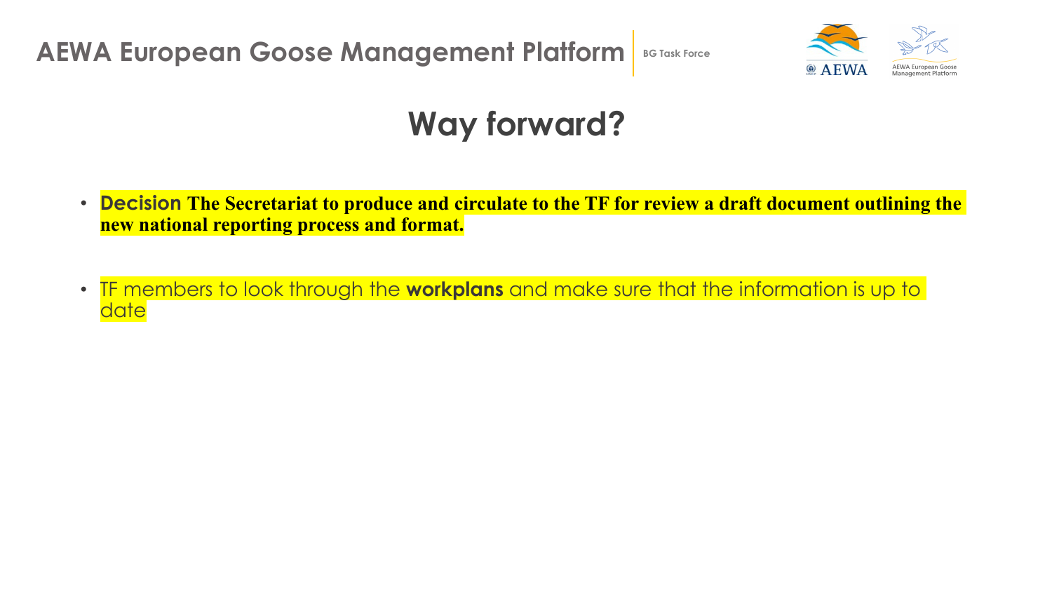# Way forward?

- **Decision The Secretariat to produce and circulate to the TF for review a draft document outlining the new national reporting process and format.**

- TF members to look through the **workplans** and make sure that the information is up to date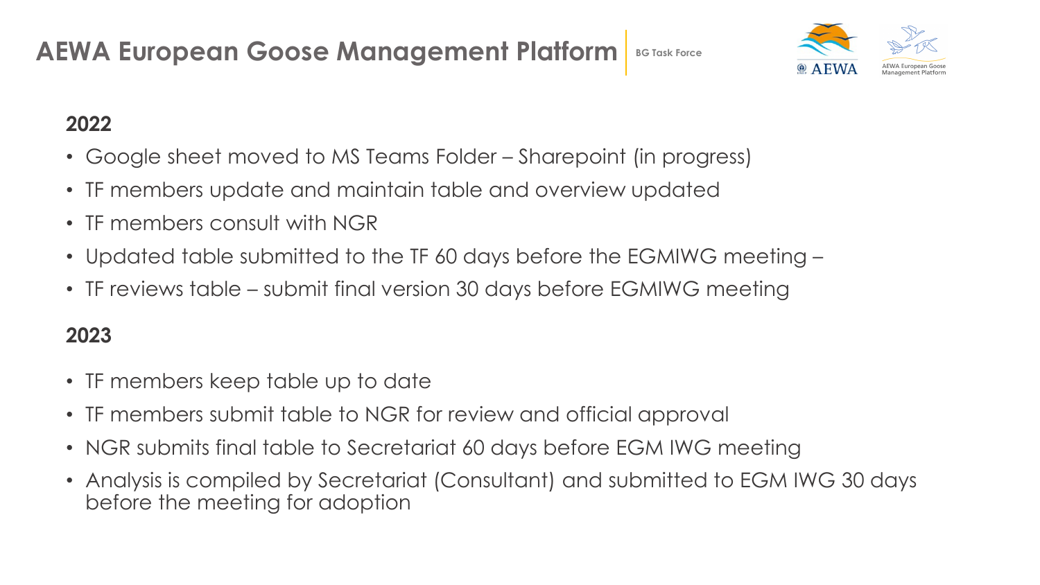# AEWA European Goose Management Platform

BG Task Force

## 2022

- Google sheet moved to MS Teams Folder – Sharepoint (in progress)
- TF members update and maintain table and overview updated
- TF members consult with NGR
- Updated table submitted to the TF 60 days before the EGMIWG meeting –
- TF reviews table – submit final version 30 days before EGMIWG meeting

## 2023

- TF members keep table up to date
- TF members submit table to NGR for review and official approval
- NGR submits final table to Secretariat 60 days before EGM IWG meeting
- Analysis is compiled by Secretariat (Consultant) and submitted to EGM IWG 30 days before the meeting for adoption